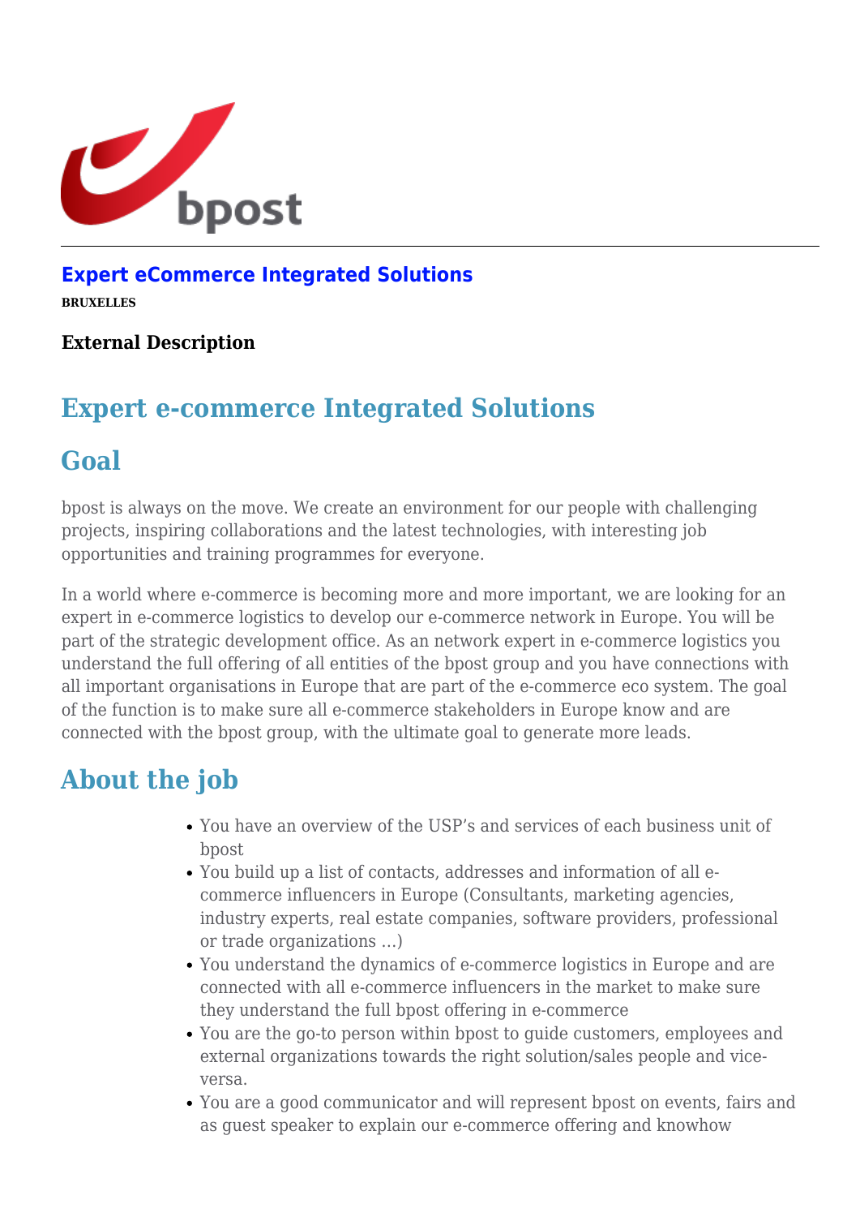## Expert eCommerce Integrated Solutions

**BRUXELLES**

### External Description

# Expert e-commerce Integrated Solutions

## Goal

bpost is always on the move. We create an environment for our people with challenging projects, inspiring collaborations and the latest technologies, with interesting job opportunities and training programmes for everyone.

In a world where e-commerce is becoming more and more important, we are looking for an expert in e-commerce logistics to develop our e-commerce network in Europe. You will be part of the strategic development office. As an network expert in e-commerce logistics you understand the full offering of all entities of the bpost group and you have connections with all important organisations in Europe that are part of the e-commerce eco system. The goal of the function is to make sure all e-commerce stakeholders in Europe know and are connected with the bpost group, with the ultimate goal to generate more leads.

## About the job

- You have an overview of the USP's and services of each business unit of bpost
- You build up a list of contacts, addresses and information of all e-commerce influencers in Europe (Consultants, marketing agencies, industry experts, real estate companies, software providers, professional or trade organizations …)
- You understand the dynamics of e-commerce logistics in Europe and are connected with all e-commerce influencers in the market to make sure they understand the full bpost offering in e-commerce
- You are the go-to person within bpost to guide customers, employees and external organizations towards the right solution/sales people and vice-versa.
- You are a good communicator and will represent bpost on events, fairs and as guest speaker to explain our e-commerce offering and knowhow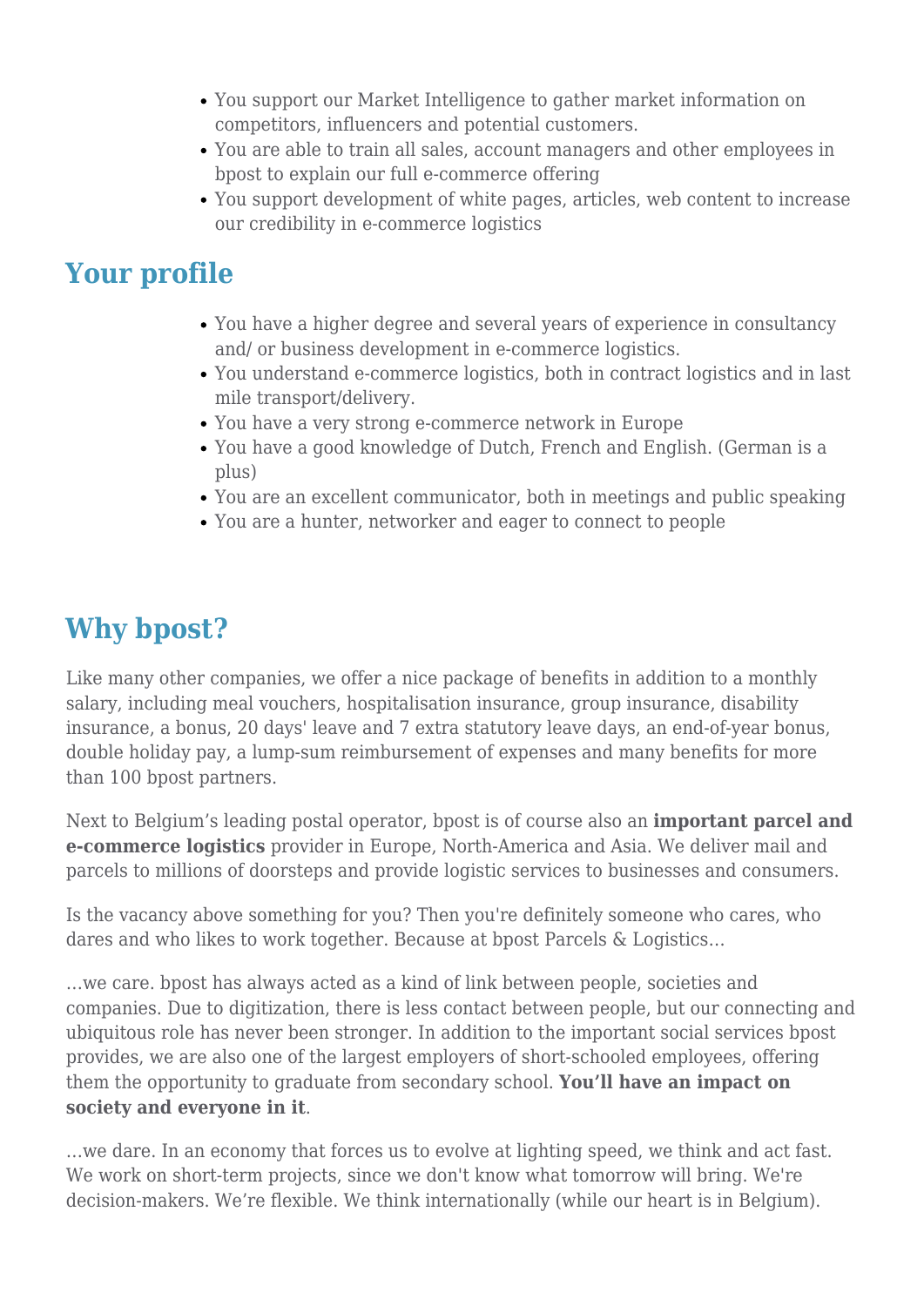- You support our Market Intelligence to gather market information on competitors, influencers and potential customers.
- You are able to train all sales, account managers and other employees in bpost to explain our full e-commerce offering
- You support development of white pages, articles, web content to increase our credibility in e-commerce logistics

## Your profile

- You have a higher degree and several years of experience in consultancy and/ or business development in e-commerce logistics.
- You understand e-commerce logistics, both in contract logistics and in last mile transport/delivery.
- You have a very strong e-commerce network in Europe
- You have a good knowledge of Dutch, French and English. (German is a plus)
- You are an excellent communicator, both in meetings and public speaking
- You are a hunter, networker and eager to connect to people

## Why bpost?

Like many other companies, we offer a nice package of benefits in addition to a monthly salary, including meal vouchers, hospitalisation insurance, group insurance, disability insurance, a bonus, 20 days' leave and 7 extra statutory leave days, an end-of-year bonus, double holiday pay, a lump-sum reimbursement of expenses and many benefits for more than 100 bpost partners.

Next to Belgium's leading postal operator, bpost is of course also an **important parcel and e-commerce logistics** provider in Europe, North-America and Asia. We deliver mail and parcels to millions of doorsteps and provide logistic services to businesses and consumers.

Is the vacancy above something for you? Then you're definitely someone who cares, who dares and who likes to work together. Because at bpost Parcels & Logistics…

…we care. bpost has always acted as a kind of link between people, societies and companies. Due to digitization, there is less contact between people, but our connecting and ubiquitous role has never been stronger. In addition to the important social services bpost provides, we are also one of the largest employers of short-schooled employees, offering them the opportunity to graduate from secondary school. **You'll have an impact on society and everyone in it**.

…we dare. In an economy that forces us to evolve at lighting speed, we think and act fast. We work on short-term projects, since we don't know what tomorrow will bring. We're decision-makers. We're flexible. We think internationally (while our heart is in Belgium).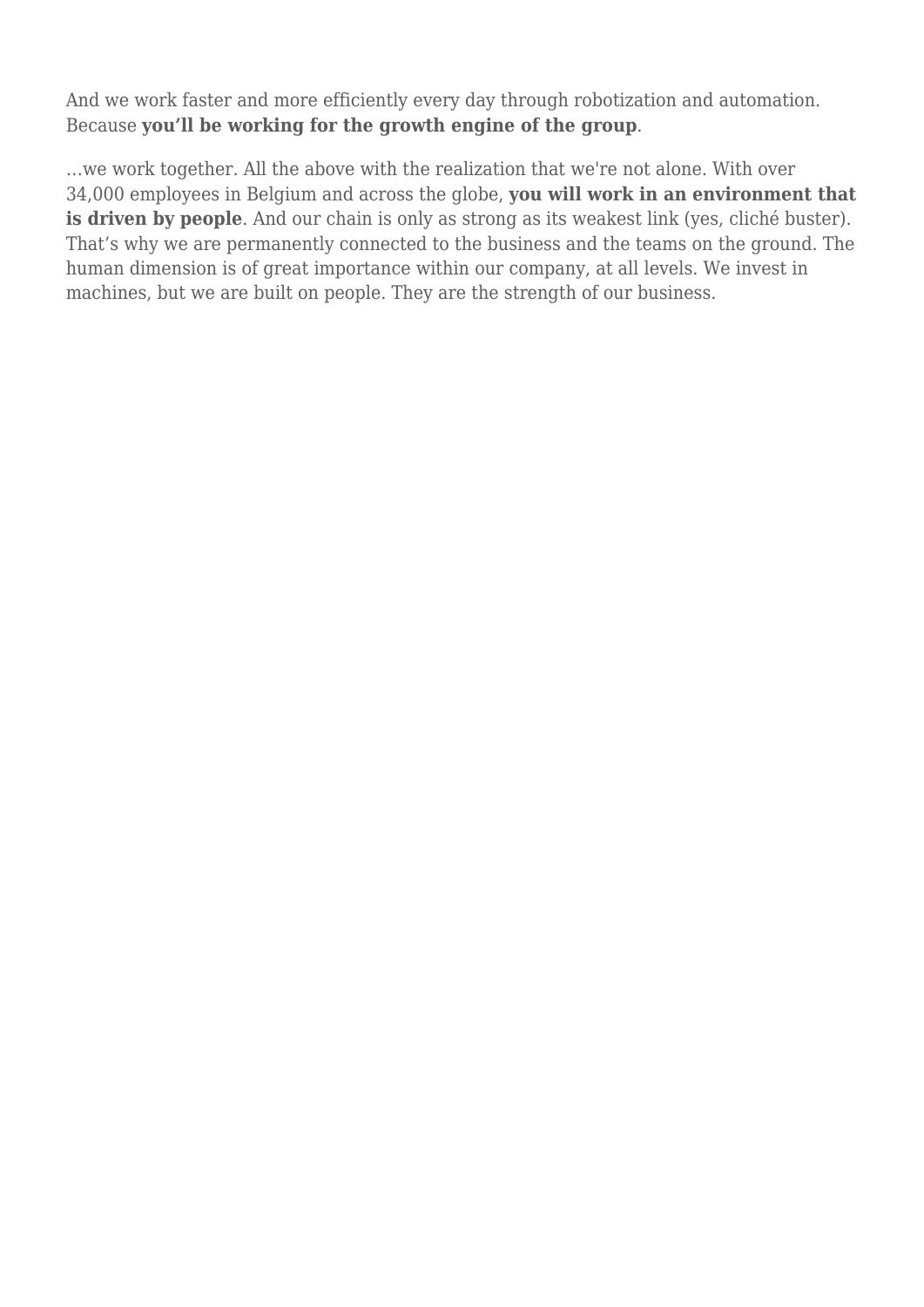And we work faster and more efficiently every day through robotization and automation. Because **you'll be working for the growth engine of the group**.

…we work together. All the above with the realization that we're not alone. With over 34,000 employees in Belgium and across the globe, **you will work in an environment that is driven by people**. And our chain is only as strong as its weakest link (yes, cliché buster). That's why we are permanently connected to the business and the teams on the ground. The human dimension is of great importance within our company, at all levels. We invest in machines, but we are built on people. They are the strength of our business.